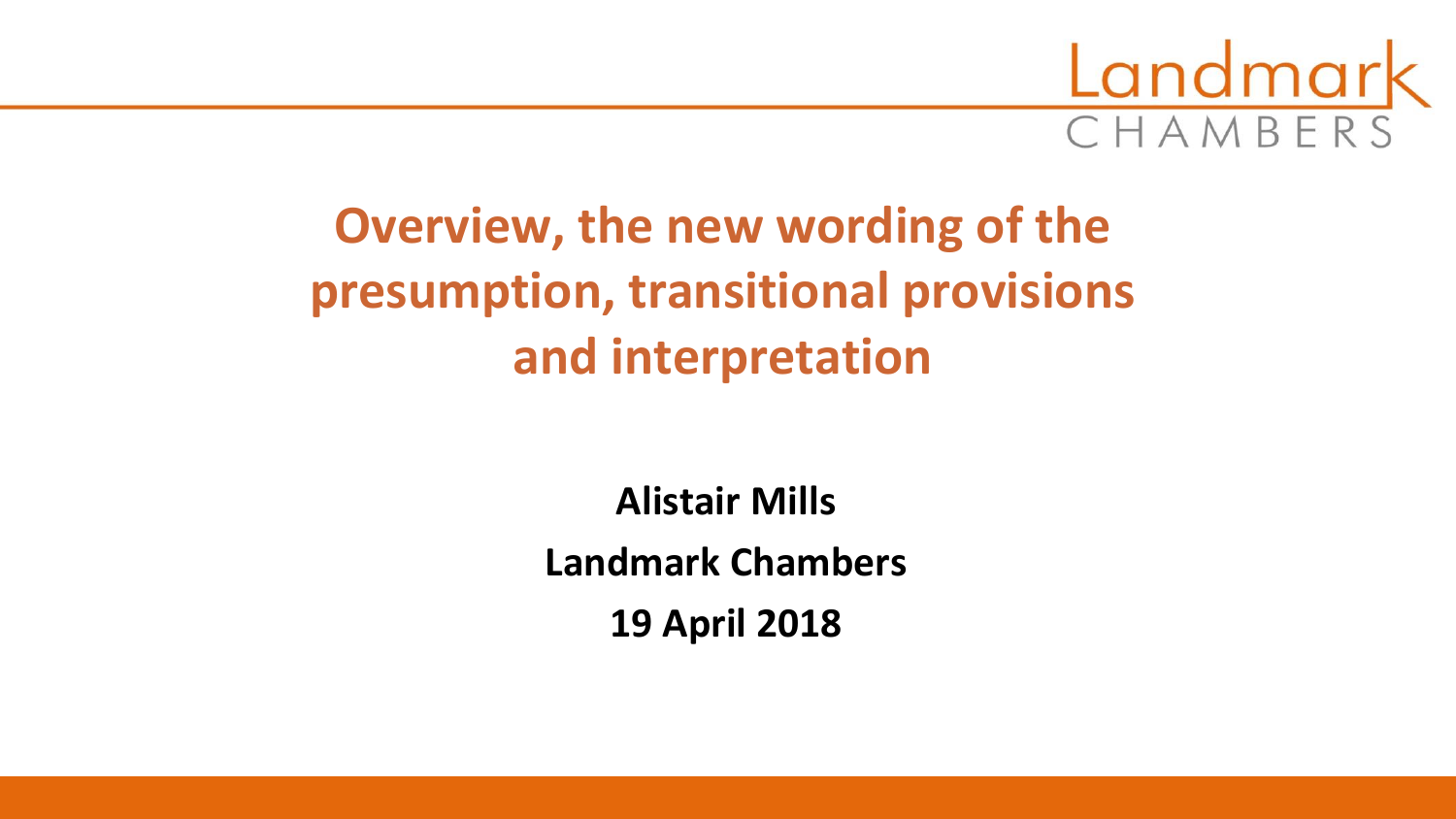Landmark
CHAMBERS

# Overview, the new wording of the presumption, transitional provisions and interpretation

**Alistair Mills**

**Landmark Chambers**

**19 April 2018**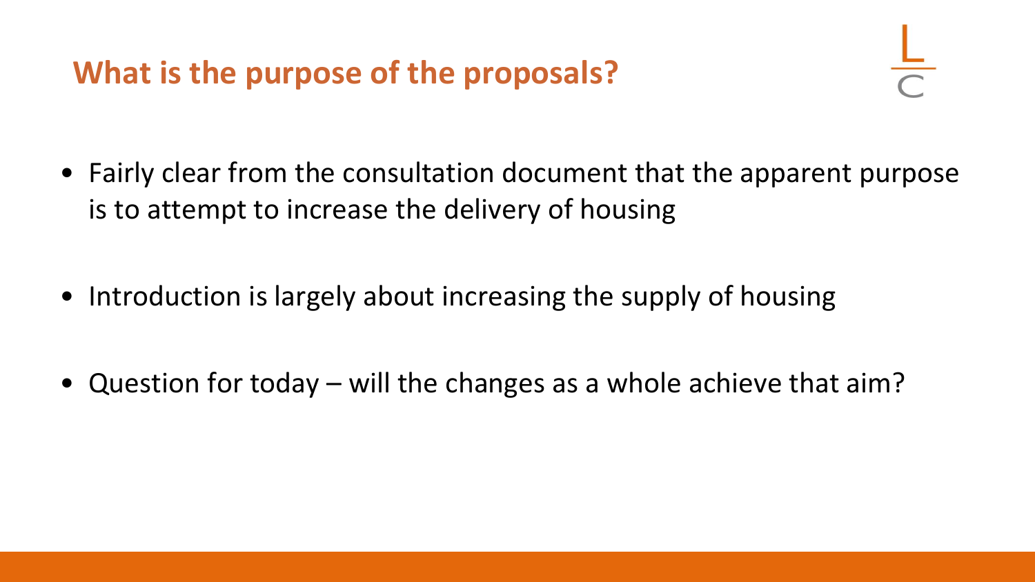# What is the purpose of the proposals?

- Fairly clear from the consultation document that the apparent purpose is to attempt to increase the delivery of housing
- Introduction is largely about increasing the supply of housing
- Question for today – will the changes as a whole achieve that aim?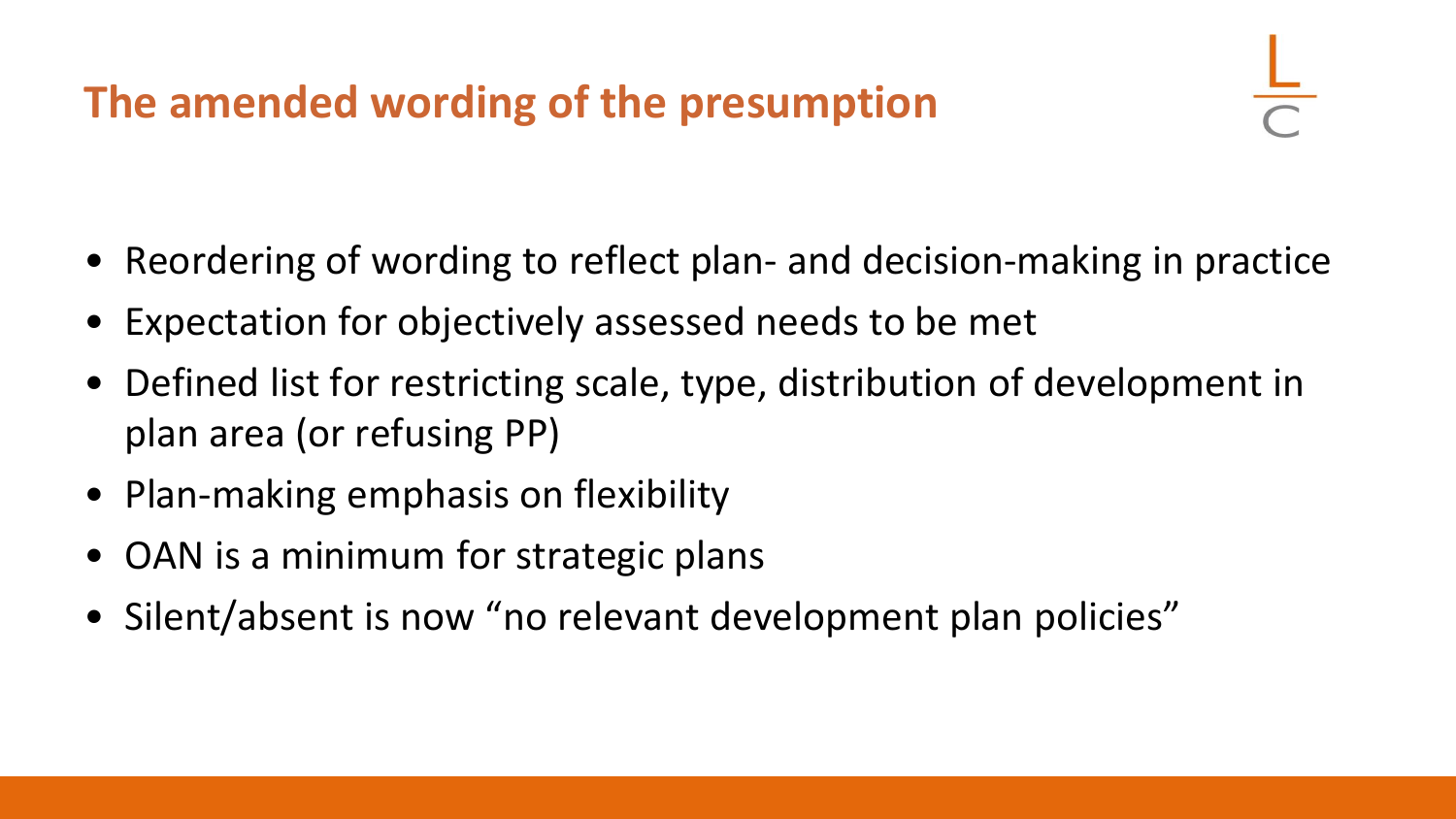# The amended wording of the presumption

- Reordering of wording to reflect plan- and decision-making in practice
- Expectation for objectively assessed needs to be met
- Defined list for restricting scale, type, distribution of development in plan area (or refusing PP)
- Plan-making emphasis on flexibility
- OAN is a minimum for strategic plans
- Silent/absent is now "no relevant development plan policies"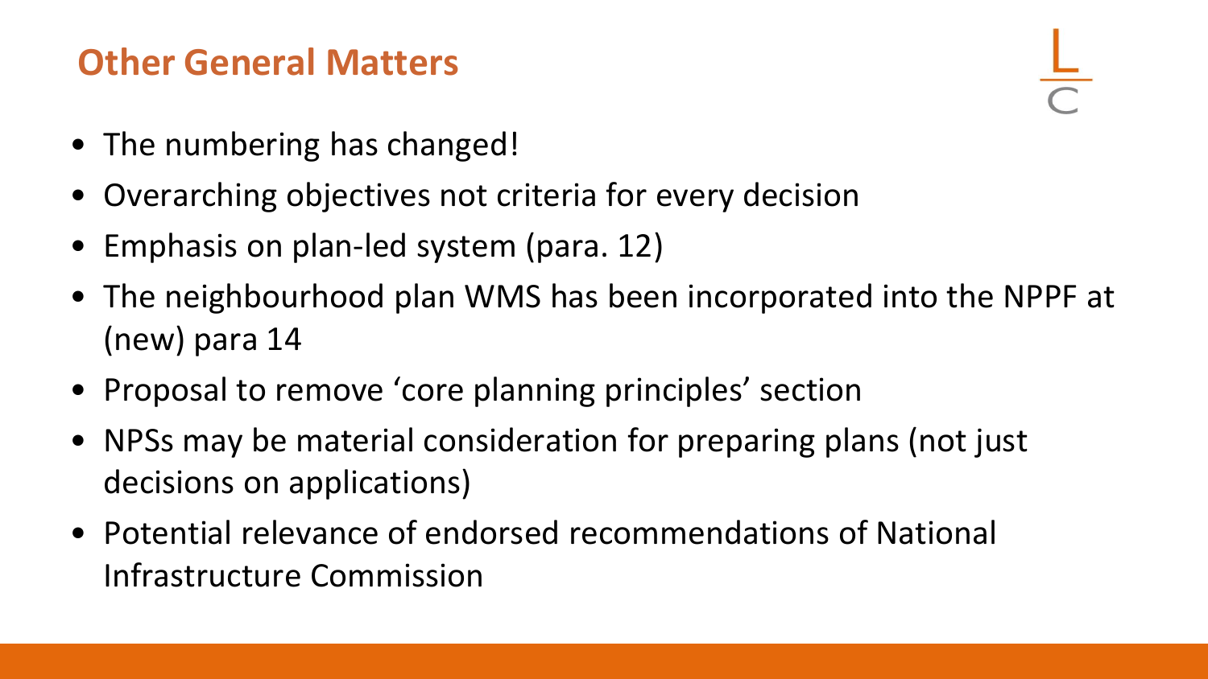## Other General Matters

- The numbering has changed!
- Overarching objectives not criteria for every decision
- Emphasis on plan-led system (para. 12)
- The neighbourhood plan WMS has been incorporated into the NPPF at (new) para 14
- Proposal to remove 'core planning principles' section
- NPSs may be material consideration for preparing plans (not just decisions on applications)
- Potential relevance of endorsed recommendations of National Infrastructure Commission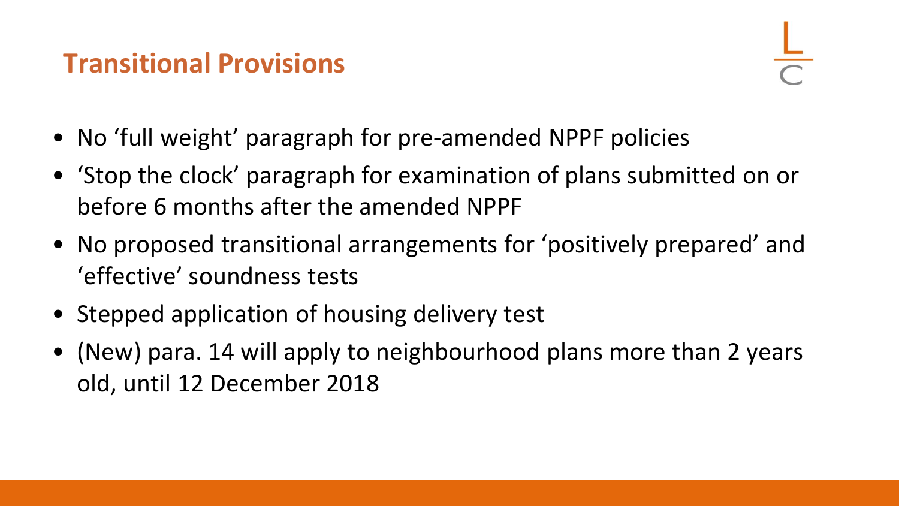## Transitional Provisions

- No 'full weight' paragraph for pre-amended NPPF policies
- 'Stop the clock' paragraph for examination of plans submitted on or before 6 months after the amended NPPF
- No proposed transitional arrangements for 'positively prepared' and 'effective' soundness tests
- Stepped application of housing delivery test
- (New) para. 14 will apply to neighbourhood plans more than 2 years old, until 12 December 2018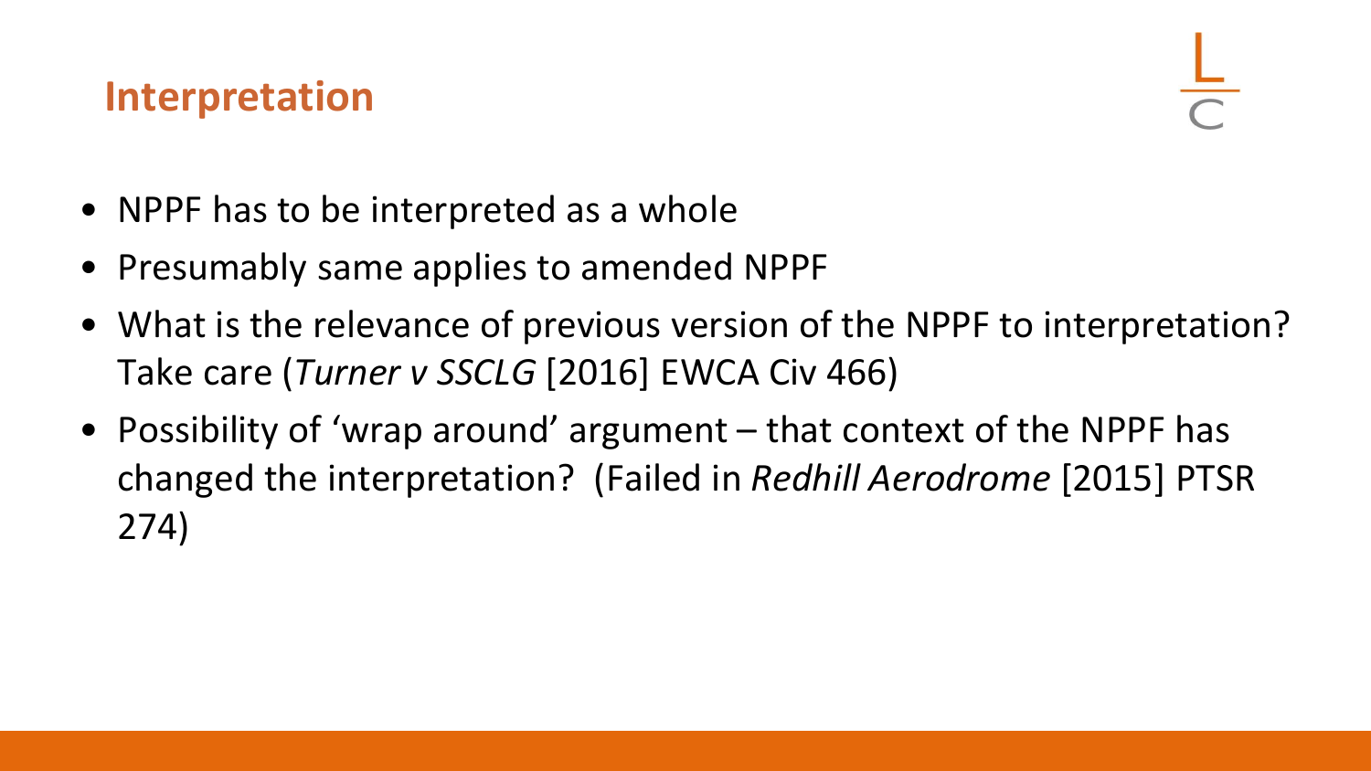## Interpretation

- NPPF has to be interpreted as a whole
- Presumably same applies to amended NPPF
- What is the relevance of previous version of the NPPF to interpretation? Take care (*Turner v SSCLG* [2016] EWCA Civ 466)
- Possibility of 'wrap around' argument – that context of the NPPF has changed the interpretation? (Failed in *Redhill Aerodrome* [2015] PTSR 274)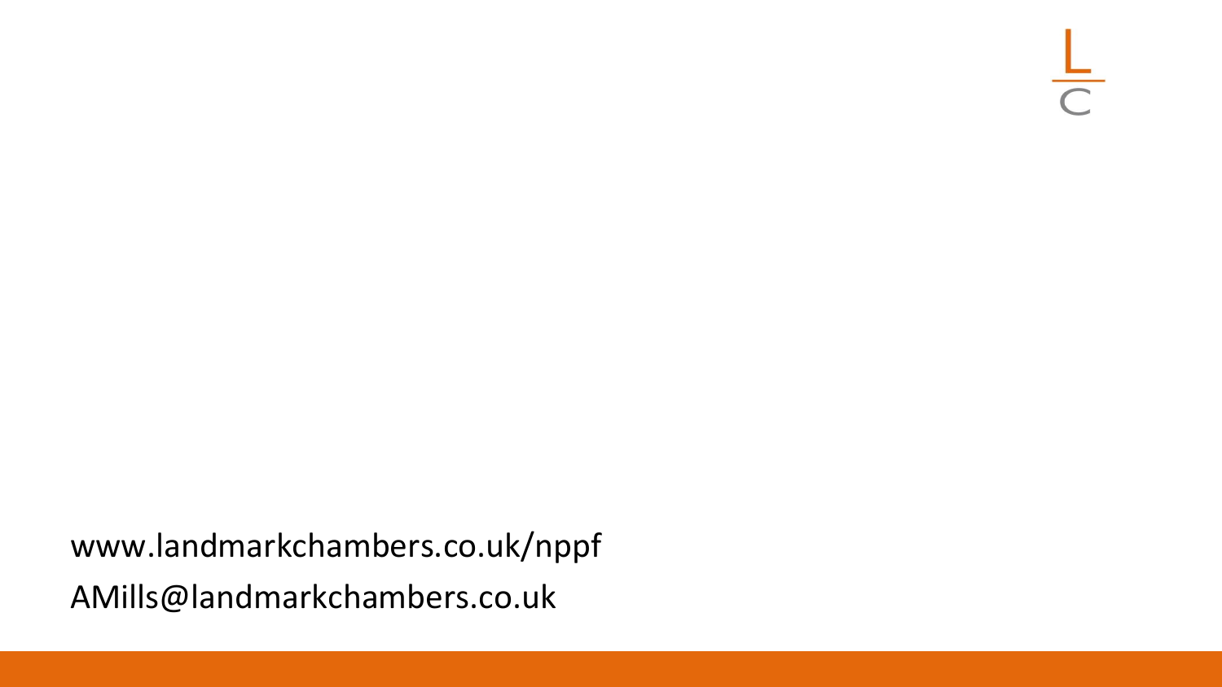www.landmarkchambers.co.uk/nppf

AMills@landmarkchambers.co.uk